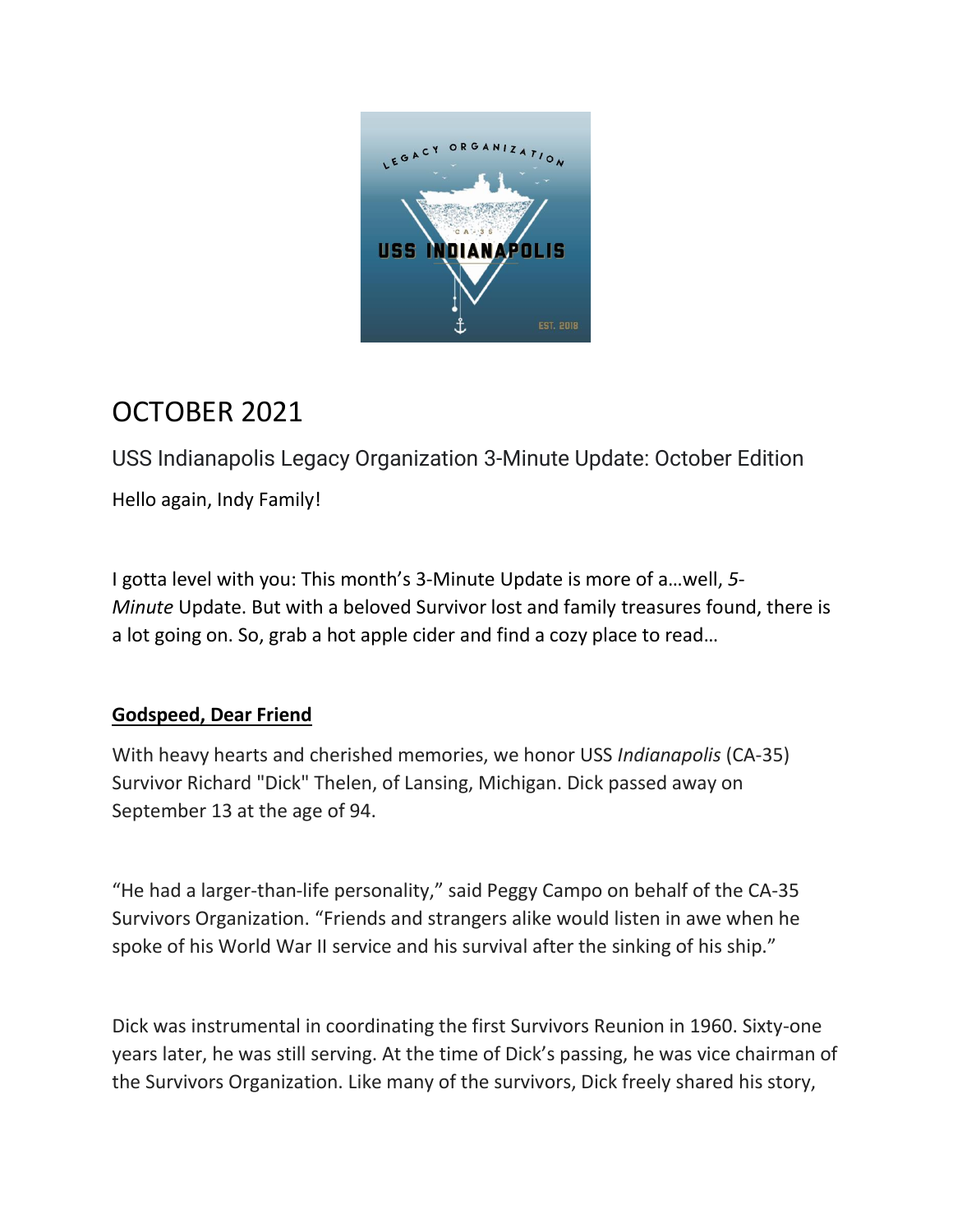# OCTOBER 2021

## USS Indianapolis Legacy Organization 3-Minute Update: October Edition

Hello again, Indy Family!

I gotta level with you: This month's 3-Minute Update is more of a…well, *5-Minute* Update. But with a beloved Survivor lost and family treasures found, there is a lot going on. So, grab a hot apple cider and find a cozy place to read…

**Godspeed, Dear Friend**

With heavy hearts and cherished memories, we honor USS *Indianapolis* (CA-35) Survivor Richard "Dick" Thelen, of Lansing, Michigan. Dick passed away on September 13 at the age of 94.

"He had a larger-than-life personality," said Peggy Campo on behalf of the CA-35 Survivors Organization. "Friends and strangers alike would listen in awe when he spoke of his World War II service and his survival after the sinking of his ship."

Dick was instrumental in coordinating the first Survivors Reunion in 1960. Sixty-one years later, he was still serving. At the time of Dick's passing, he was vice chairman of the Survivors Organization. Like many of the survivors, Dick freely shared his story,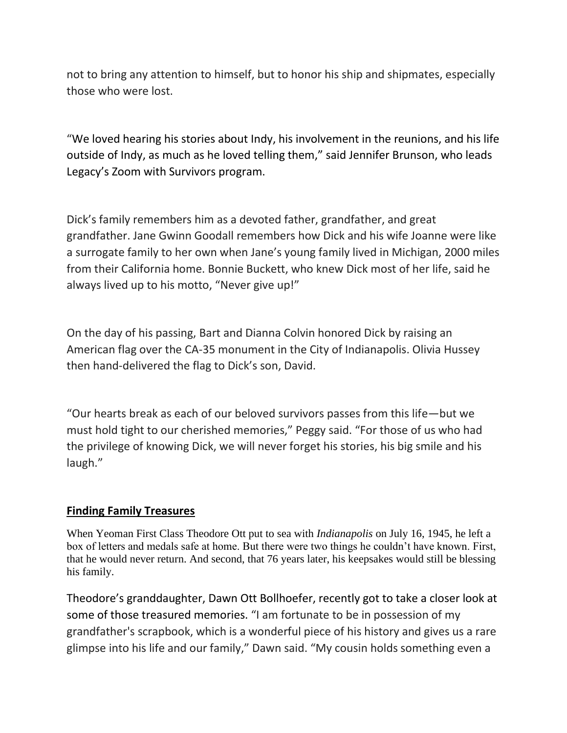not to bring any attention to himself, but to honor his ship and shipmates, especially those who were lost.

"We loved hearing his stories about Indy, his involvement in the reunions, and his life outside of Indy, as much as he loved telling them," said Jennifer Brunson, who leads Legacy's Zoom with Survivors program.

Dick's family remembers him as a devoted father, grandfather, and great grandfather. Jane Gwinn Goodall remembers how Dick and his wife Joanne were like a surrogate family to her own when Jane's young family lived in Michigan, 2000 miles from their California home. Bonnie Buckett, who knew Dick most of her life, said he always lived up to his motto, "Never give up!"

On the day of his passing, Bart and Dianna Colvin honored Dick by raising an American flag over the CA-35 monument in the City of Indianapolis. Olivia Hussey then hand-delivered the flag to Dick's son, David.

"Our hearts break as each of our beloved survivors passes from this life—but we must hold tight to our cherished memories," Peggy said. "For those of us who had the privilege of knowing Dick, we will never forget his stories, his big smile and his laugh."

## Finding Family Treasures

When Yeoman First Class Theodore Ott put to sea with *Indianapolis* on July 16, 1945, he left a box of letters and medals safe at home. But there were two things he couldn't have known. First, that he would never return. And second, that 76 years later, his keepsakes would still be blessing his family.

Theodore's granddaughter, Dawn Ott Bollhoefer, recently got to take a closer look at some of those treasured memories. "I am fortunate to be in possession of my grandfather's scrapbook, which is a wonderful piece of his history and gives us a rare glimpse into his life and our family," Dawn said. "My cousin holds something even a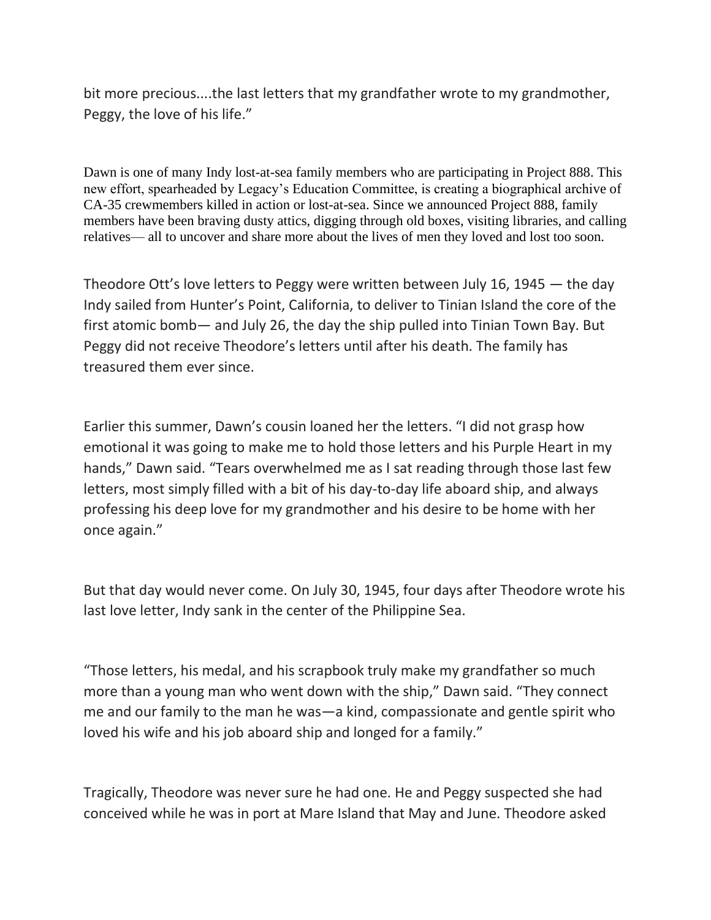bit more precious....the last letters that my grandfather wrote to my grandmother, Peggy, the love of his life."

Dawn is one of many Indy lost-at-sea family members who are participating in Project 888. This new effort, spearheaded by Legacy's Education Committee, is creating a biographical archive of CA-35 crewmembers killed in action or lost-at-sea. Since we announced Project 888, family members have been braving dusty attics, digging through old boxes, visiting libraries, and calling relatives— all to uncover and share more about the lives of men they loved and lost too soon.

Theodore Ott's love letters to Peggy were written between July 16, 1945 — the day Indy sailed from Hunter's Point, California, to deliver to Tinian Island the core of the first atomic bomb— and July 26, the day the ship pulled into Tinian Town Bay. But Peggy did not receive Theodore's letters until after his death. The family has treasured them ever since.

Earlier this summer, Dawn's cousin loaned her the letters. "I did not grasp how emotional it was going to make me to hold those letters and his Purple Heart in my hands," Dawn said. "Tears overwhelmed me as I sat reading through those last few letters, most simply filled with a bit of his day-to-day life aboard ship, and always professing his deep love for my grandmother and his desire to be home with her once again."

But that day would never come. On July 30, 1945, four days after Theodore wrote his last love letter, Indy sank in the center of the Philippine Sea.

"Those letters, his medal, and his scrapbook truly make my grandfather so much more than a young man who went down with the ship," Dawn said. "They connect me and our family to the man he was—a kind, compassionate and gentle spirit who loved his wife and his job aboard ship and longed for a family."

Tragically, Theodore was never sure he had one. He and Peggy suspected she had conceived while he was in port at Mare Island that May and June. Theodore asked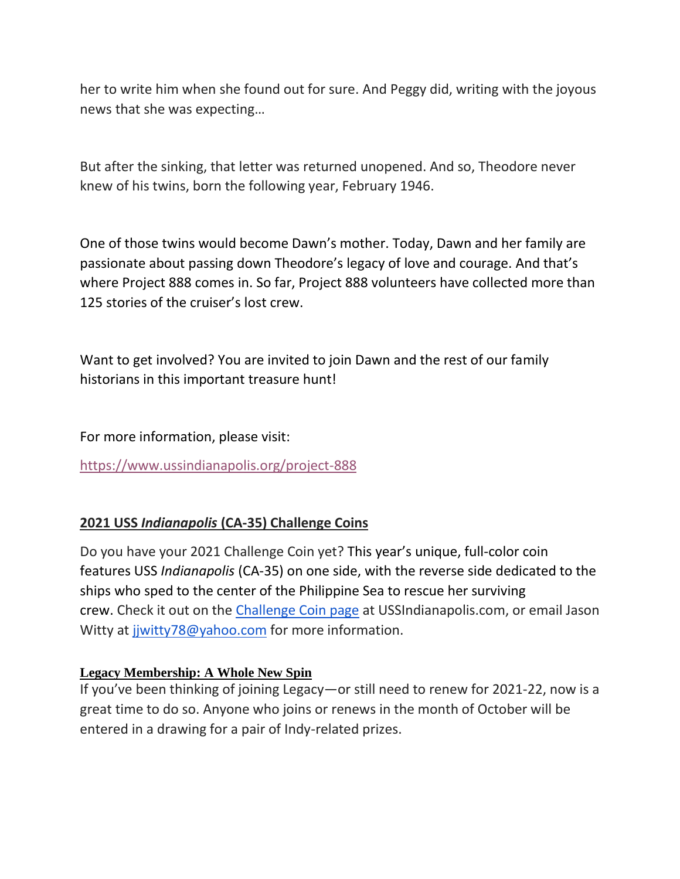her to write him when she found out for sure. And Peggy did, writing with the joyous news that she was expecting…

But after the sinking, that letter was returned unopened. And so, Theodore never knew of his twins, born the following year, February 1946.

One of those twins would become Dawn's mother. Today, Dawn and her family are passionate about passing down Theodore's legacy of love and courage. And that's where Project 888 comes in. So far, Project 888 volunteers have collected more than 125 stories of the cruiser's lost crew.

Want to get involved? You are invited to join Dawn and the rest of our family historians in this important treasure hunt!

For more information, please visit:

[https://www.ussindianapolis.org/project-888](https://www.ussindianapolis.org/project-888)

**2021 USS *Indianapolis* (CA-35) Challenge Coins**

Do you have your 2021 Challenge Coin yet? This year's unique, full-color coin features USS *Indianapolis* (CA-35) on one side, with the reverse side dedicated to the ships who sped to the center of the Philippine Sea to rescue her surviving crew. Check it out on the Challenge Coin page at USSIndianapolis.com, or email Jason Witty at jjwitty78@yahoo.com for more information.

**Legacy Membership: A Whole New Spin**

If you've been thinking of joining Legacy—or still need to renew for 2021-22, now is a great time to do so. Anyone who joins or renews in the month of October will be entered in a drawing for a pair of Indy-related prizes.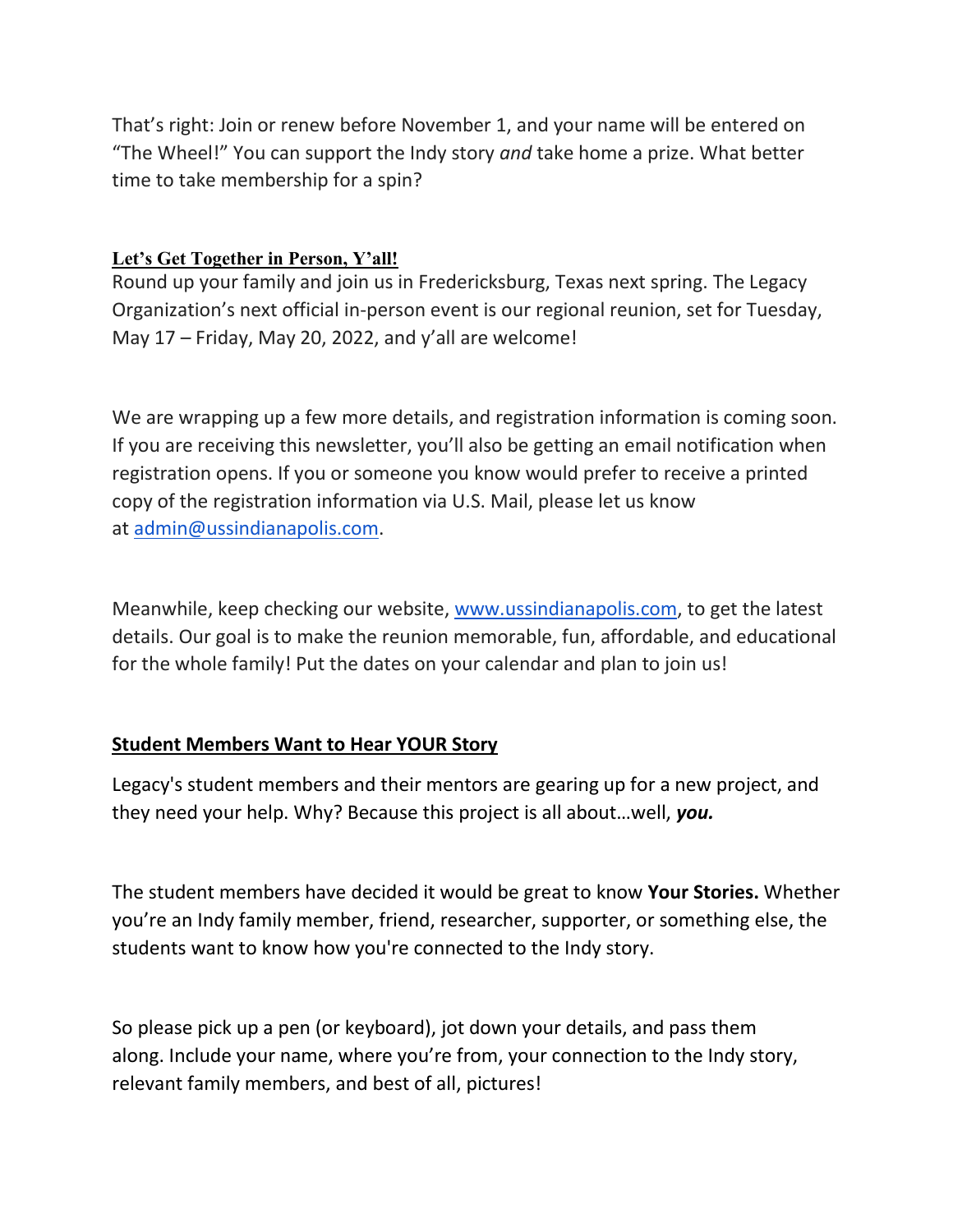That's right: Join or renew before November 1, and your name will be entered on "The Wheel!" You can support the Indy story *and* take home a prize. What better time to take membership for a spin?

## Let's Get Together in Person, Y'all!

Round up your family and join us in Fredericksburg, Texas next spring. The Legacy Organization's next official in-person event is our regional reunion, set for Tuesday, May 17 – Friday, May 20, 2022, and y'all are welcome!

We are wrapping up a few more details, and registration information is coming soon. If you are receiving this newsletter, you'll also be getting an email notification when registration opens. If you or someone you know would prefer to receive a printed copy of the registration information via U.S. Mail, please let us know at admin@ussindianapolis.com.

Meanwhile, keep checking our website, www.ussindianapolis.com, to get the latest details. Our goal is to make the reunion memorable, fun, affordable, and educational for the whole family! Put the dates on your calendar and plan to join us!

## Student Members Want to Hear YOUR Story

Legacy's student members and their mentors are gearing up for a new project, and they need your help. Why? Because this project is all about…well, ***you.***

The student members have decided it would be great to know **Your Stories.** Whether you're an Indy family member, friend, researcher, supporter, or something else, the students want to know how you're connected to the Indy story.

So please pick up a pen (or keyboard), jot down your details, and pass them along. Include your name, where you're from, your connection to the Indy story, relevant family members, and best of all, pictures!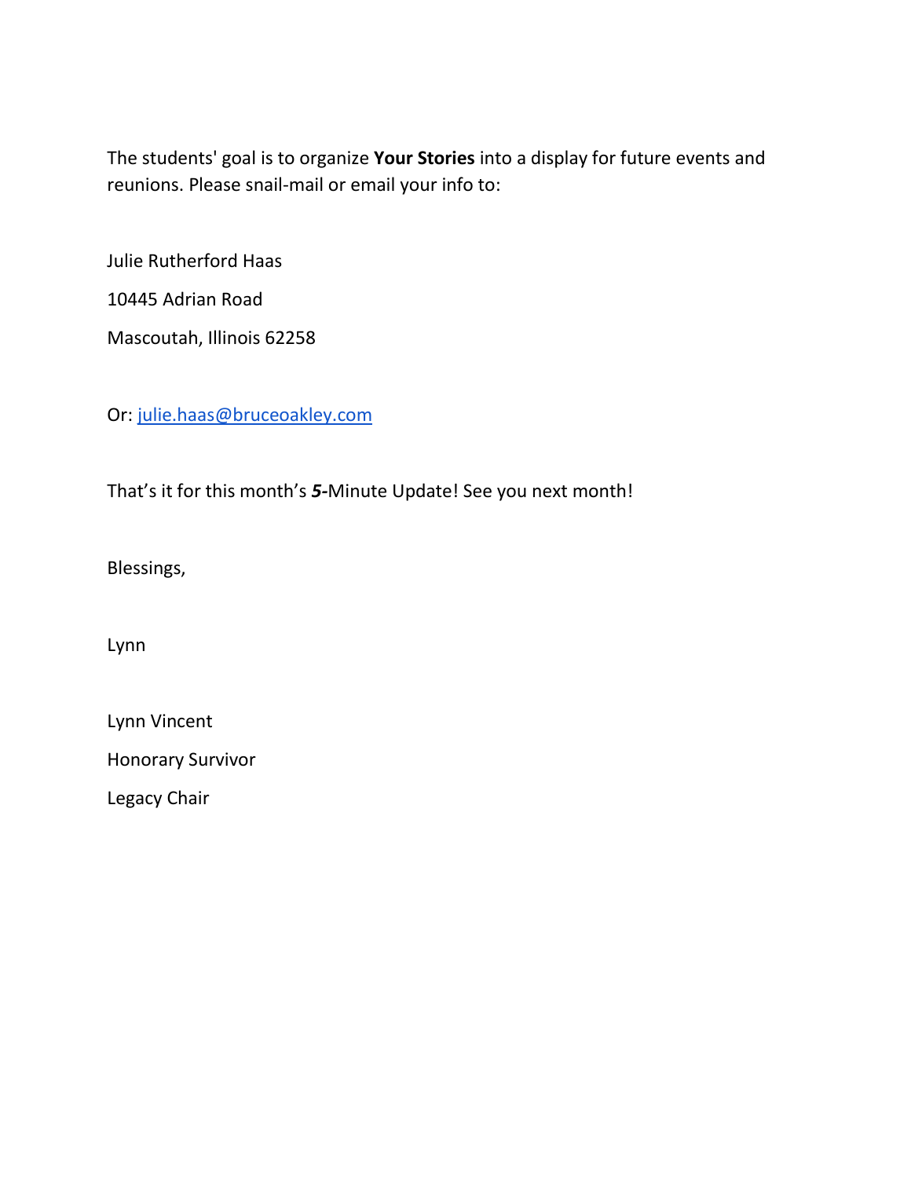The students' goal is to organize **Your Stories** into a display for future events and reunions. Please snail-mail or email your info to:

Julie Rutherford Haas

10445 Adrian Road

Mascoutah, Illinois 62258

Or: julie.haas@bruceoakley.com

That's it for this month's ***5***-Minute Update! See you next month!

Blessings,

Lynn

Lynn Vincent

Honorary Survivor

Legacy Chair